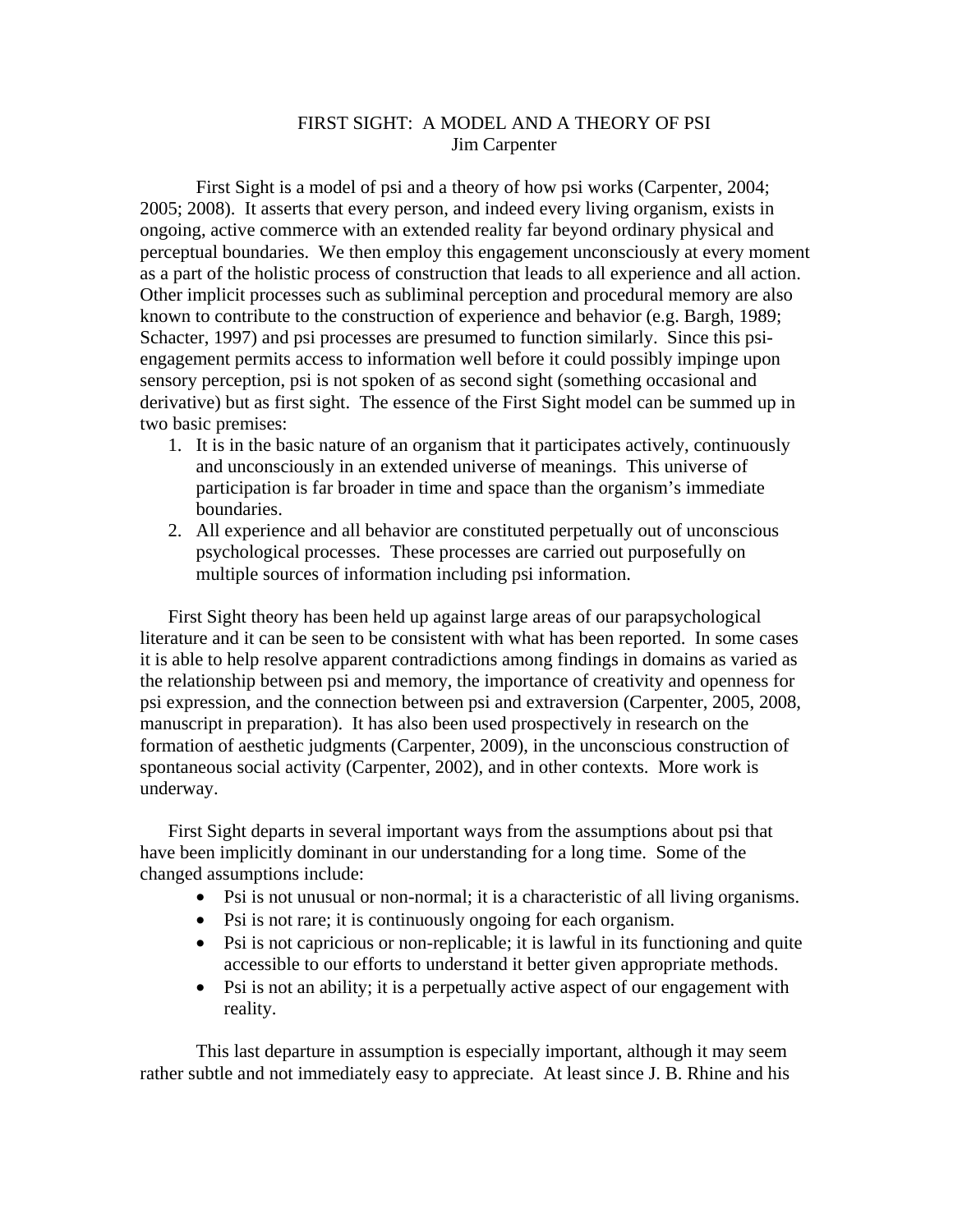# FIRST SIGHT: A MODEL AND A THEORY OF PSI

Jim Carpenter

First Sight is a model of psi and a theory of how psi works (Carpenter, 2004; 2005; 2008). It asserts that every person, and indeed every living organism, exists in ongoing, active commerce with an extended reality far beyond ordinary physical and perceptual boundaries. We then employ this engagement unconsciously at every moment as a part of the holistic process of construction that leads to all experience and all action. Other implicit processes such as subliminal perception and procedural memory are also known to contribute to the construction of experience and behavior (e.g. Bargh, 1989; Schacter, 1997) and psi processes are presumed to function similarly. Since this psi-engagement permits access to information well before it could possibly impinge upon sensory perception, psi is not spoken of as second sight (something occasional and derivative) but as first sight. The essence of the First Sight model can be summed up in two basic premises:

1. It is in the basic nature of an organism that it participates actively, continuously and unconsciously in an extended universe of meanings. This universe of participation is far broader in time and space than the organism's immediate boundaries.
2. All experience and all behavior are constituted perpetually out of unconscious psychological processes. These processes are carried out purposefully on multiple sources of information including psi information.

First Sight theory has been held up against large areas of our parapsychological literature and it can be seen to be consistent with what has been reported. In some cases it is able to help resolve apparent contradictions among findings in domains as varied as the relationship between psi and memory, the importance of creativity and openness for psi expression, and the connection between psi and extraversion (Carpenter, 2005, 2008, manuscript in preparation). It has also been used prospectively in research on the formation of aesthetic judgments (Carpenter, 2009), in the unconscious construction of spontaneous social activity (Carpenter, 2002), and in other contexts. More work is underway.

First Sight departs in several important ways from the assumptions about psi that have been implicitly dominant in our understanding for a long time. Some of the changed assumptions include:

- Psi is not unusual or non-normal; it is a characteristic of all living organisms.
- Psi is not rare; it is continuously ongoing for each organism.
- Psi is not capricious or non-replicable; it is lawful in its functioning and quite accessible to our efforts to understand it better given appropriate methods.
- Psi is not an ability; it is a perpetually active aspect of our engagement with reality.

This last departure in assumption is especially important, although it may seem rather subtle and not immediately easy to appreciate. At least since J. B. Rhine and his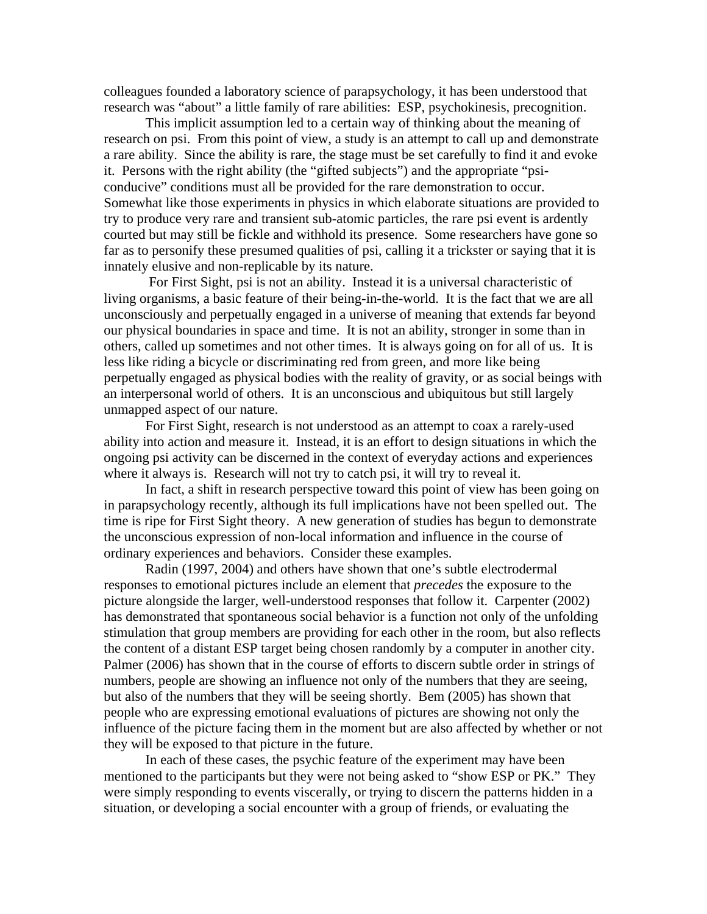colleagues founded a laboratory science of parapsychology, it has been understood that research was "about" a little family of rare abilities: ESP, psychokinesis, precognition.

This implicit assumption led to a certain way of thinking about the meaning of research on psi. From this point of view, a study is an attempt to call up and demonstrate a rare ability. Since the ability is rare, the stage must be set carefully to find it and evoke it. Persons with the right ability (the "gifted subjects") and the appropriate "psi-conducive" conditions must all be provided for the rare demonstration to occur. Somewhat like those experiments in physics in which elaborate situations are provided to try to produce very rare and transient sub-atomic particles, the rare psi event is ardently courted but may still be fickle and withhold its presence. Some researchers have gone so far as to personify these presumed qualities of psi, calling it a trickster or saying that it is innately elusive and non-replicable by its nature.

For First Sight, psi is not an ability. Instead it is a universal characteristic of living organisms, a basic feature of their being-in-the-world. It is the fact that we are all unconsciously and perpetually engaged in a universe of meaning that extends far beyond our physical boundaries in space and time. It is not an ability, stronger in some than in others, called up sometimes and not other times. It is always going on for all of us. It is less like riding a bicycle or discriminating red from green, and more like being perpetually engaged as physical bodies with the reality of gravity, or as social beings with an interpersonal world of others. It is an unconscious and ubiquitous but still largely unmapped aspect of our nature.

For First Sight, research is not understood as an attempt to coax a rarely-used ability into action and measure it. Instead, it is an effort to design situations in which the ongoing psi activity can be discerned in the context of everyday actions and experiences where it always is. Research will not try to catch psi, it will try to reveal it.

In fact, a shift in research perspective toward this point of view has been going on in parapsychology recently, although its full implications have not been spelled out. The time is ripe for First Sight theory. A new generation of studies has begun to demonstrate the unconscious expression of non-local information and influence in the course of ordinary experiences and behaviors. Consider these examples.

Radin (1997, 2004) and others have shown that one's subtle electrodermal responses to emotional pictures include an element that *precedes* the exposure to the picture alongside the larger, well-understood responses that follow it. Carpenter (2002) has demonstrated that spontaneous social behavior is a function not only of the unfolding stimulation that group members are providing for each other in the room, but also reflects the content of a distant ESP target being chosen randomly by a computer in another city. Palmer (2006) has shown that in the course of efforts to discern subtle order in strings of numbers, people are showing an influence not only of the numbers that they are seeing, but also of the numbers that they will be seeing shortly. Bem (2005) has shown that people who are expressing emotional evaluations of pictures are showing not only the influence of the picture facing them in the moment but are also affected by whether or not they will be exposed to that picture in the future.

In each of these cases, the psychic feature of the experiment may have been mentioned to the participants but they were not being asked to "show ESP or PK." They were simply responding to events viscerally, or trying to discern the patterns hidden in a situation, or developing a social encounter with a group of friends, or evaluating the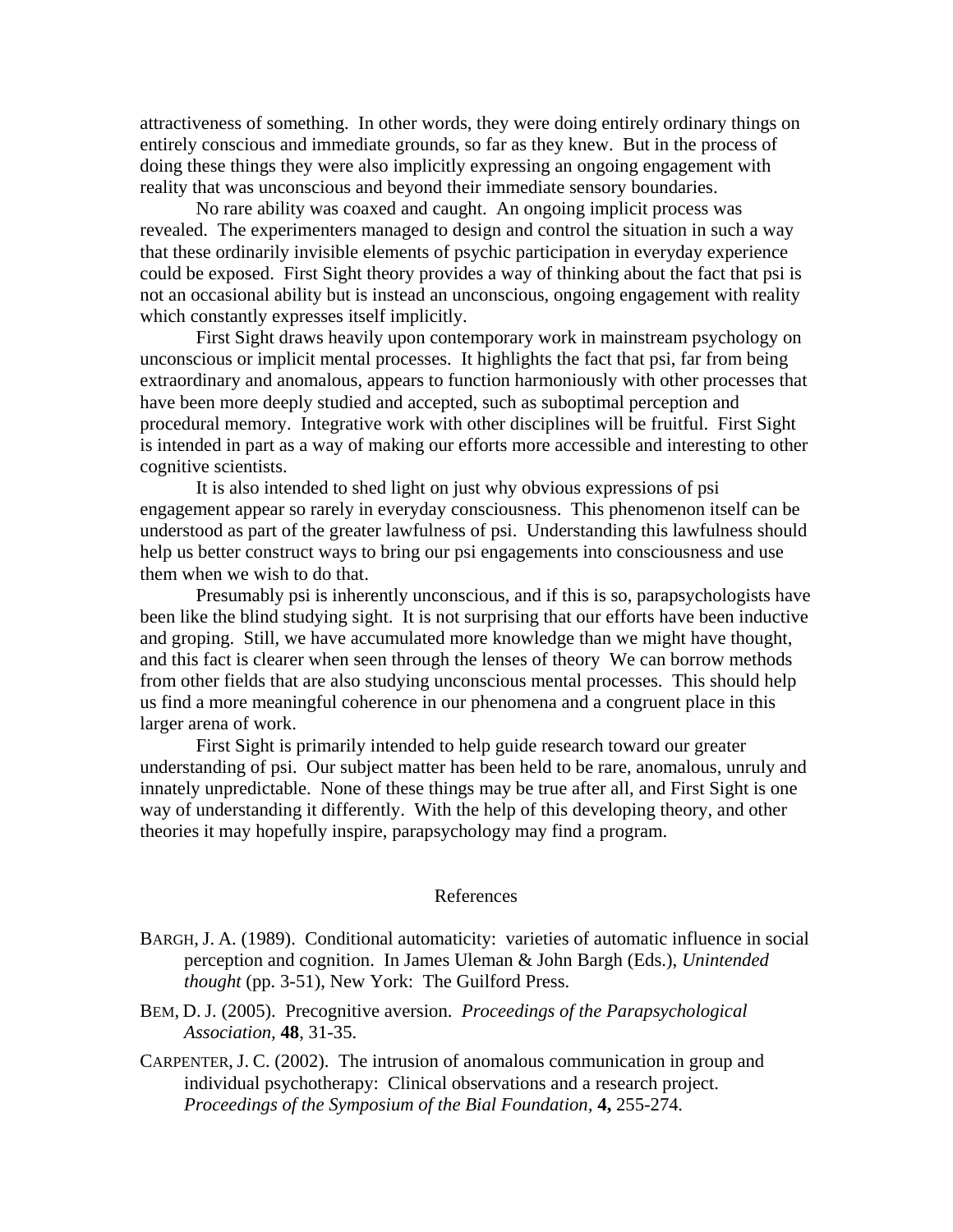attractiveness of something. In other words, they were doing entirely ordinary things on entirely conscious and immediate grounds, so far as they knew. But in the process of doing these things they were also implicitly expressing an ongoing engagement with reality that was unconscious and beyond their immediate sensory boundaries.

No rare ability was coaxed and caught. An ongoing implicit process was revealed. The experimenters managed to design and control the situation in such a way that these ordinarily invisible elements of psychic participation in everyday experience could be exposed. First Sight theory provides a way of thinking about the fact that psi is not an occasional ability but is instead an unconscious, ongoing engagement with reality which constantly expresses itself implicitly.

First Sight draws heavily upon contemporary work in mainstream psychology on unconscious or implicit mental processes. It highlights the fact that psi, far from being extraordinary and anomalous, appears to function harmoniously with other processes that have been more deeply studied and accepted, such as suboptimal perception and procedural memory. Integrative work with other disciplines will be fruitful. First Sight is intended in part as a way of making our efforts more accessible and interesting to other cognitive scientists.

It is also intended to shed light on just why obvious expressions of psi engagement appear so rarely in everyday consciousness. This phenomenon itself can be understood as part of the greater lawfulness of psi. Understanding this lawfulness should help us better construct ways to bring our psi engagements into consciousness and use them when we wish to do that.

Presumably psi is inherently unconscious, and if this is so, parapsychologists have been like the blind studying sight. It is not surprising that our efforts have been inductive and groping. Still, we have accumulated more knowledge than we might have thought, and this fact is clearer when seen through the lenses of theory We can borrow methods from other fields that are also studying unconscious mental processes. This should help us find a more meaningful coherence in our phenomena and a congruent place in this larger arena of work.

First Sight is primarily intended to help guide research toward our greater understanding of psi. Our subject matter has been held to be rare, anomalous, unruly and innately unpredictable. None of these things may be true after all, and First Sight is one way of understanding it differently. With the help of this developing theory, and other theories it may hopefully inspire, parapsychology may find a program.

## References

BARGH, J. A. (1989). Conditional automaticity: varieties of automatic influence in social perception and cognition. In James Uleman & John Bargh (Eds.), *Unintended thought* (pp. 3-51), New York: The Guilford Press.

BEM, D. J. (2005). Precognitive aversion. *Proceedings of the Parapsychological Association*, **48**, 31-35.

CARPENTER, J. C. (2002). The intrusion of anomalous communication in group and individual psychotherapy: Clinical observations and a research project. *Proceedings of the Symposium of the Bial Foundation*, **4,** 255-274.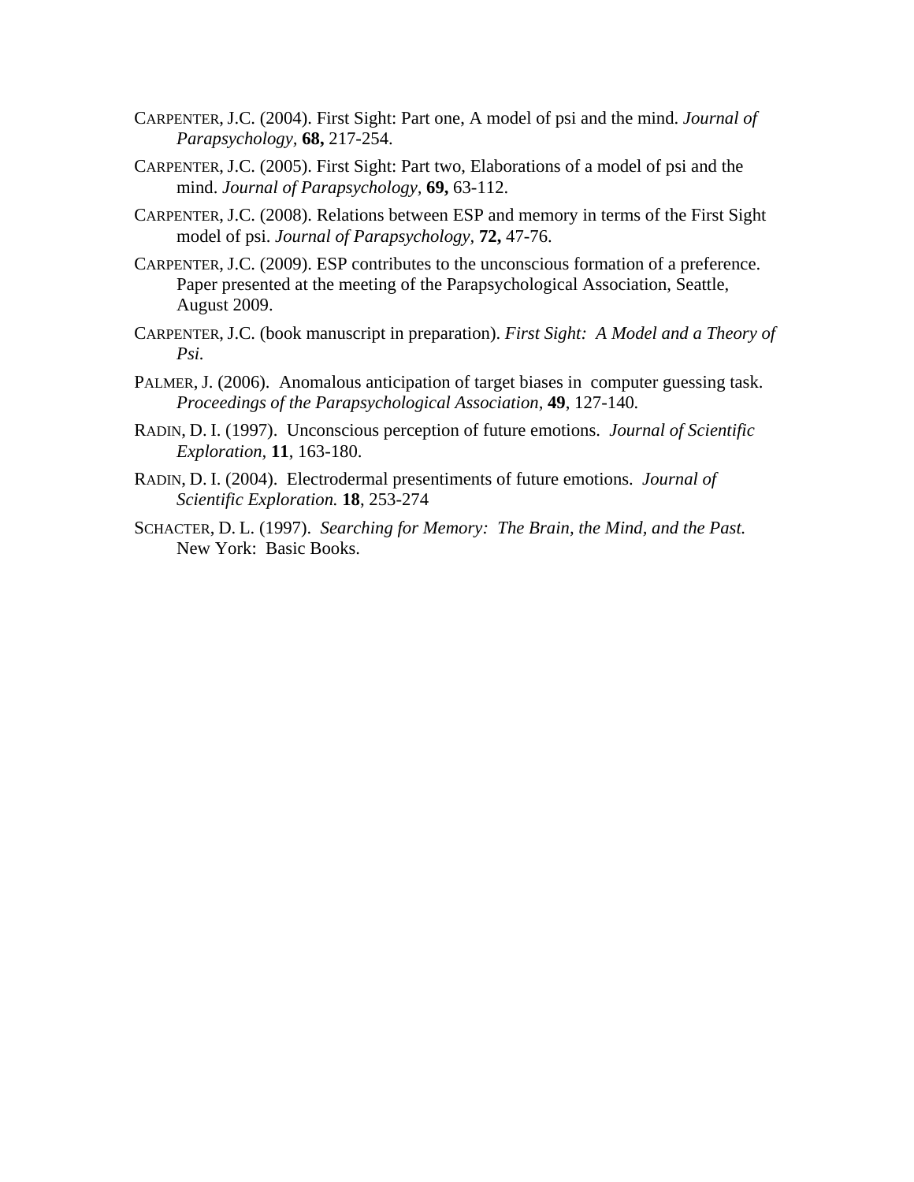CARPENTER, J.C. (2004). First Sight: Part one, A model of psi and the mind. *Journal of Parapsychology*, **68,** 217-254.

CARPENTER, J.C. (2005). First Sight: Part two, Elaborations of a model of psi and the mind. *Journal of Parapsychology,* **69,** 63-112.

CARPENTER, J.C. (2008). Relations between ESP and memory in terms of the First Sight model of psi. *Journal of Parapsychology,* **72,** 47-76.

CARPENTER, J.C. (2009). ESP contributes to the unconscious formation of a preference. Paper presented at the meeting of the Parapsychological Association, Seattle, August 2009.

CARPENTER, J.C. (book manuscript in preparation). *First Sight: A Model and a Theory of Psi.*

PALMER, J. (2006). Anomalous anticipation of target biases in computer guessing task. *Proceedings of the Parapsychological Association,* **49**, 127-140.

RADIN, D. I. (1997). Unconscious perception of future emotions. *Journal of Scientific Exploration,* **11**, 163-180.

RADIN, D. I. (2004). Electrodermal presentiments of future emotions. *Journal of Scientific Exploration.* **18**, 253-274

SCHACTER, D. L. (1997). *Searching for Memory: The Brain, the Mind, and the Past.* New York: Basic Books.